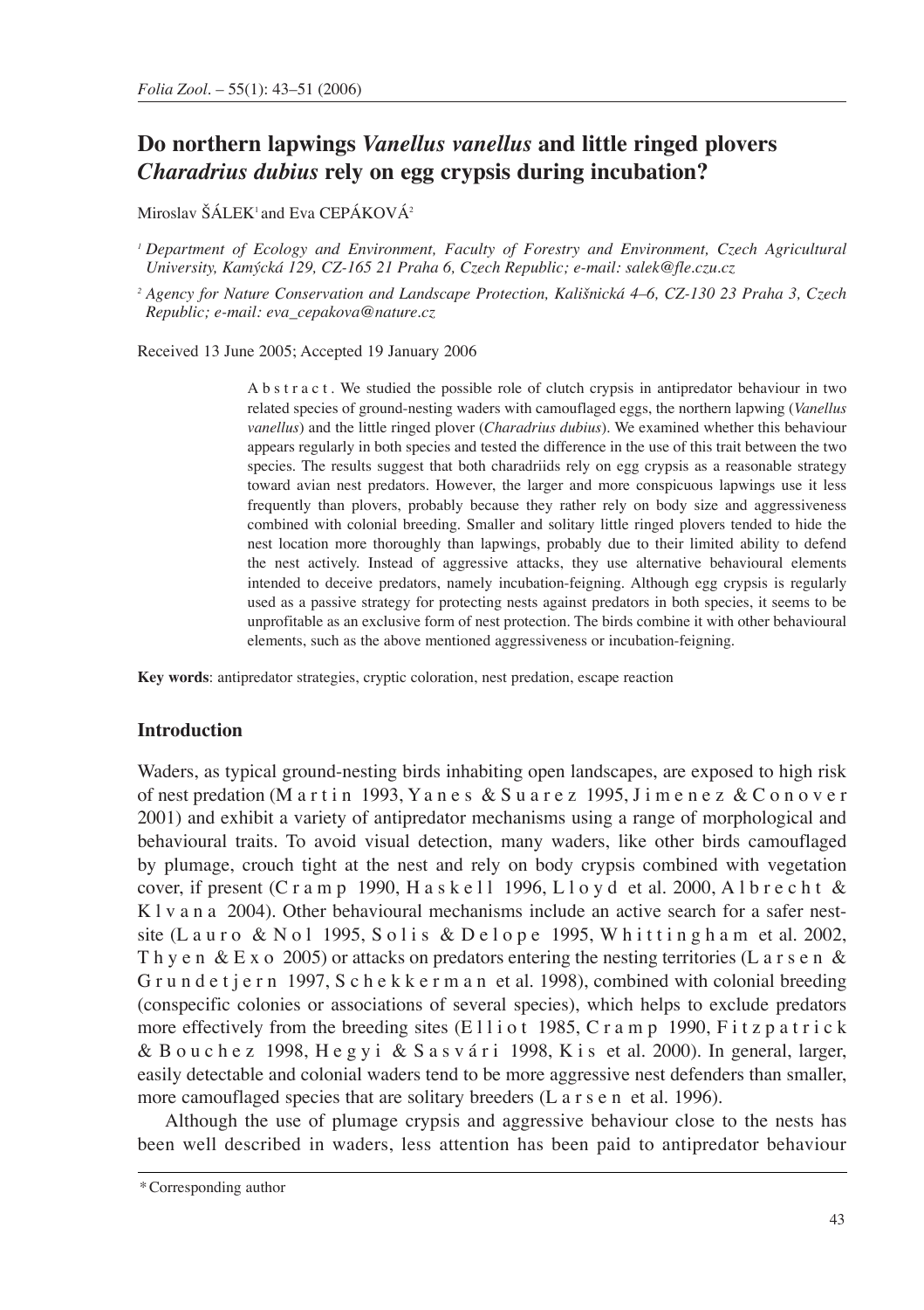# Do northern lapwings *Vanellus vanellus* and little ringed plovers *Charadrius dubius* rely on egg crypsis during incubation?

Miroslav ŠÁLEK[1] and Eva CEPÁKOVÁ[2]

[1] *Department of Ecology and Environment, Faculty of Forestry and Environment, Czech Agricultural University, Kamýcká 129, CZ-165 21 Praha 6, Czech Republic; e-mail: salek@fle.czu.cz*

[2] *Agency for Nature Conservation and Landscape Protection, Kališnická 4–6, CZ-130 23 Praha 3, Czech Republic; e-mail: eva_cepakova@nature.cz*

Received 13 June 2005; Accepted 19 January 2006

**Abstract.** We studied the possible role of clutch crypsis in antipredator behaviour in two related species of ground-nesting waders with camouflaged eggs, the northern lapwing (*Vanellus vanellus*) and the little ringed plover (*Charadrius dubius*). We examined whether this behaviour appears regularly in both species and tested the difference in the use of this trait between the two species. The results suggest that both charadriids rely on egg crypsis as a reasonable strategy toward avian nest predators. However, the larger and more conspicuous lapwings use it less frequently than plovers, probably because they rather rely on body size and aggressiveness combined with colonial breeding. Smaller and solitary little ringed plovers tended to hide the nest location more thoroughly than lapwings, probably due to their limited ability to defend the nest actively. Instead of aggressive attacks, they use alternative behavioural elements intended to deceive predators, namely incubation-feigning. Although egg crypsis is regularly used as a passive strategy for protecting nests against predators in both species, it seems to be unprofitable as an exclusive form of nest protection. The birds combine it with other behavioural elements, such as the above mentioned aggressiveness or incubation-feigning.

**Key words**: antipredator strategies, cryptic coloration, nest predation, escape reaction

## Introduction

Waders, as typical ground-nesting birds inhabiting open landscapes, are exposed to high risk of nest predation (Martin 1993, Yanes & Suarez 1995, Jimenez & Conover 2001) and exhibit a variety of antipredator mechanisms using a range of morphological and behavioural traits. To avoid visual detection, many waders, like other birds camouflaged by plumage, crouch tight at the nest and rely on body crypsis combined with vegetation cover, if present (Cramp 1990, Haskell 1996, Lloyd et al. 2000, Albrecht & Klvana 2004). Other behavioural mechanisms include an active search for a safer nest-site (Lauro & Nol 1995, Solis & Delope 1995, Whittingham et al. 2002, Thyen & Exo 2005) or attacks on predators entering the nesting territories (Larsen & Grundetjern 1997, Schekkerman et al. 1998), combined with colonial breeding (conspecific colonies or associations of several species), which helps to exclude predators more effectively from the breeding sites (Elliot 1985, Cramp 1990, Fitzpatrick & Bouchez 1998, Hegyi & Sasvári 1998, Kis et al. 2000). In general, larger, easily detectable and colonial waders tend to be more aggressive nest defenders than smaller, more camouflaged species that are solitary breeders (Larsen et al. 1996).

Although the use of plumage crypsis and aggressive behaviour close to the nests has been well described in waders, less attention has been paid to antipredator behaviour

*Corresponding author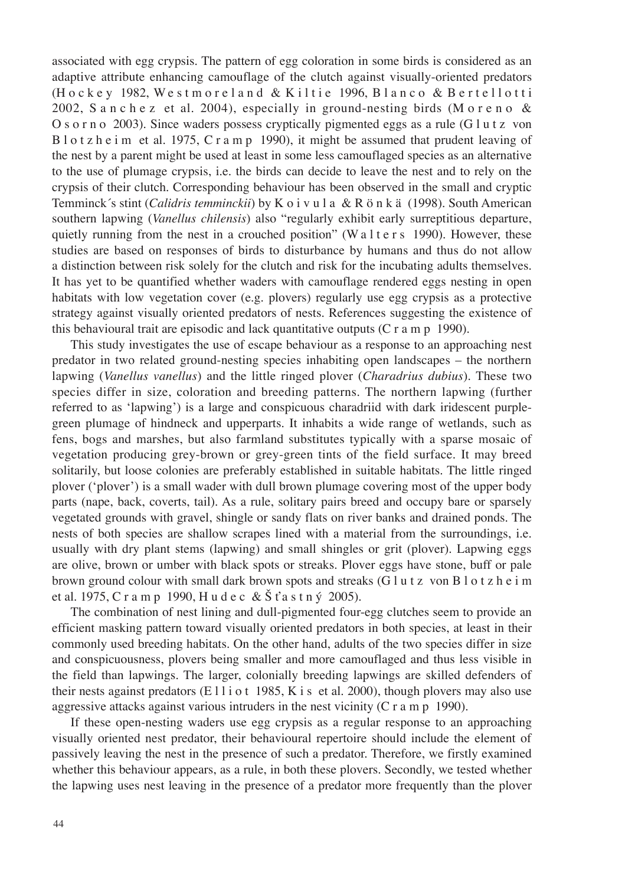associated with egg crypsis. The pattern of egg coloration in some birds is considered as an adaptive attribute enhancing camouflage of the clutch against visually-oriented predators (Hockey 1982, Westmoreland & Kiltie 1996, Blanco & Bertellotti 2002, Sanchez et al. 2004), especially in ground-nesting birds (Moreno & Osorno 2003). Since waders possess cryptically pigmented eggs as a rule (Glutz von Blotzheim et al. 1975, Cramp 1990), it might be assumed that prudent leaving of the nest by a parent might be used at least in some less camouflaged species as an alternative to the use of plumage crypsis, i.e. the birds can decide to leave the nest and to rely on the crypsis of their clutch. Corresponding behaviour has been observed in the small and cryptic Temminck´s stint (*Calidris temminckii*) by Koivula & Rönkä (1998). South American southern lapwing (*Vanellus chilensis*) also "regularly exhibit early surreptitious departure, quietly running from the nest in a crouched position" (Walters 1990). However, these studies are based on responses of birds to disturbance by humans and thus do not allow a distinction between risk solely for the clutch and risk for the incubating adults themselves. It has yet to be quantified whether waders with camouflage rendered eggs nesting in open habitats with low vegetation cover (e.g. plovers) regularly use egg crypsis as a protective strategy against visually oriented predators of nests. References suggesting the existence of this behavioural trait are episodic and lack quantitative outputs (Cramp 1990).

This study investigates the use of escape behaviour as a response to an approaching nest predator in two related ground-nesting species inhabiting open landscapes – the northern lapwing (*Vanellus vanellus*) and the little ringed plover (*Charadrius dubius*). These two species differ in size, coloration and breeding patterns. The northern lapwing (further referred to as 'lapwing') is a large and conspicuous charadriid with dark iridescent purple-green plumage of hindneck and upperparts. It inhabits a wide range of wetlands, such as fens, bogs and marshes, but also farmland substitutes typically with a sparse mosaic of vegetation producing grey-brown or grey-green tints of the field surface. It may breed solitarily, but loose colonies are preferably established in suitable habitats. The little ringed plover ('plover') is a small wader with dull brown plumage covering most of the upper body parts (nape, back, coverts, tail). As a rule, solitary pairs breed and occupy bare or sparsely vegetated grounds with gravel, shingle or sandy flats on river banks and drained ponds. The nests of both species are shallow scrapes lined with a material from the surroundings, i.e. usually with dry plant stems (lapwing) and small shingles or grit (plover). Lapwing eggs are olive, brown or umber with black spots or streaks. Plover eggs have stone, buff or pale brown ground colour with small dark brown spots and streaks (Glutz von Blotzheim et al. 1975, Cramp 1990, Hudec & Šťastný 2005).

The combination of nest lining and dull-pigmented four-egg clutches seem to provide an efficient masking pattern toward visually oriented predators in both species, at least in their commonly used breeding habitats. On the other hand, adults of the two species differ in size and conspicuousness, plovers being smaller and more camouflaged and thus less visible in the field than lapwings. The larger, colonially breeding lapwings are skilled defenders of their nests against predators (Elliot 1985, Kis et al. 2000), though plovers may also use aggressive attacks against various intruders in the nest vicinity (Cramp 1990).

If these open-nesting waders use egg crypsis as a regular response to an approaching visually oriented nest predator, their behavioural repertoire should include the element of passively leaving the nest in the presence of such a predator. Therefore, we firstly examined whether this behaviour appears, as a rule, in both these plovers. Secondly, we tested whether the lapwing uses nest leaving in the presence of a predator more frequently than the plover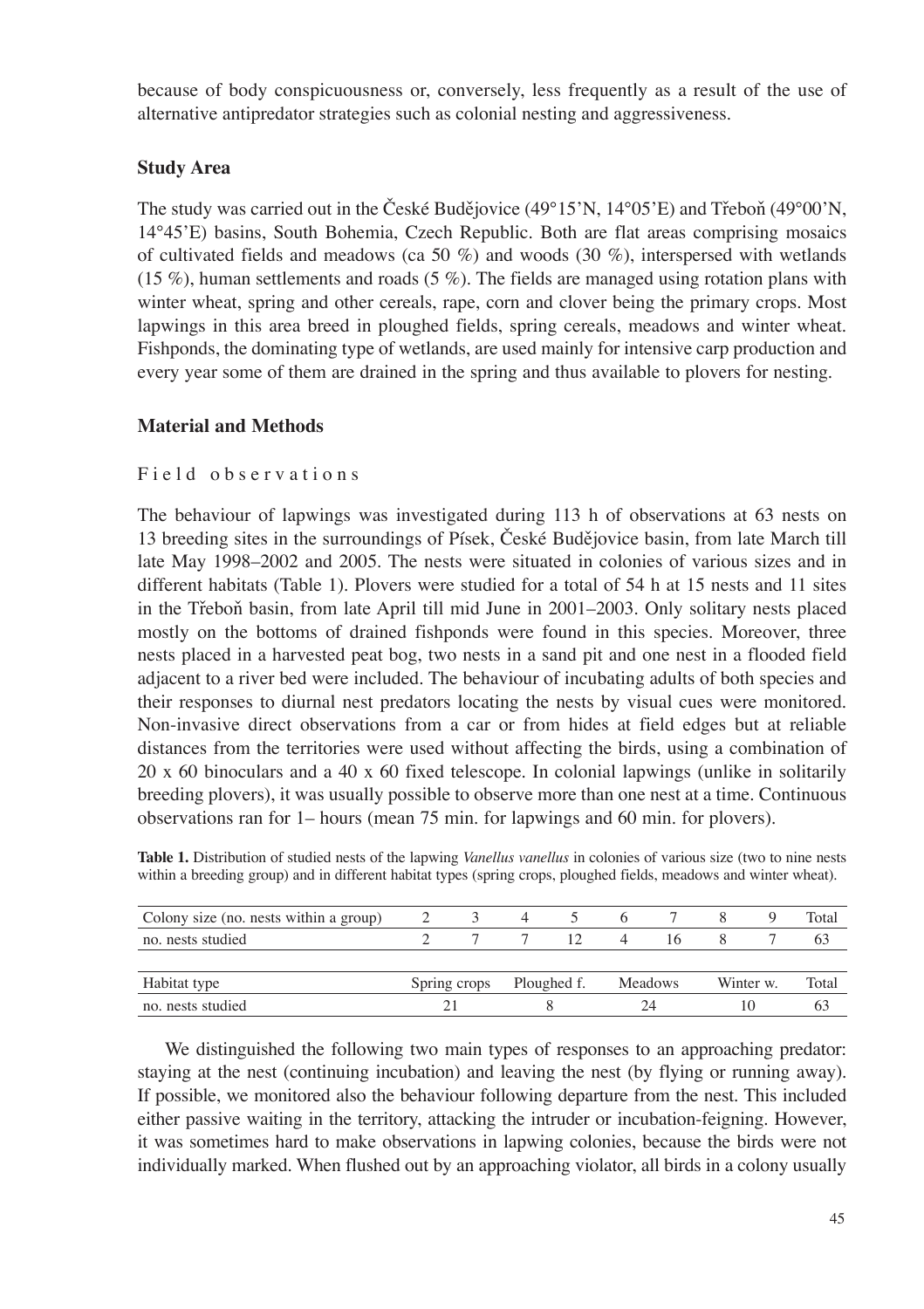because of body conspicuousness or, conversely, less frequently as a result of the use of alternative antipredator strategies such as colonial nesting and aggressiveness.

## Study Area

The study was carried out in the České Budějovice (49°15'N, 14°05'E) and Třeboň (49°00'N, 14°45'E) basins, South Bohemia, Czech Republic. Both are flat areas comprising mosaics of cultivated fields and meadows (ca 50 %) and woods (30 %), interspersed with wetlands (15 %), human settlements and roads (5 %). The fields are managed using rotation plans with winter wheat, spring and other cereals, rape, corn and clover being the primary crops. Most lapwings in this area breed in ploughed fields, spring cereals, meadows and winter wheat. Fishponds, the dominating type of wetlands, are used mainly for intensive carp production and every year some of them are drained in the spring and thus available to plovers for nesting.

## Material and Methods

### Field observations

The behaviour of lapwings was investigated during 113 h of observations at 63 nests on 13 breeding sites in the surroundings of Písek, České Budějovice basin, from late March till late May 1998–2002 and 2005. The nests were situated in colonies of various sizes and in different habitats (Table 1). Plovers were studied for a total of 54 h at 15 nests and 11 sites in the Třeboň basin, from late April till mid June in 2001–2003. Only solitary nests placed mostly on the bottoms of drained fishponds were found in this species. Moreover, three nests placed in a harvested peat bog, two nests in a sand pit and one nest in a flooded field adjacent to a river bed were included. The behaviour of incubating adults of both species and their responses to diurnal nest predators locating the nests by visual cues were monitored. Non-invasive direct observations from a car or from hides at field edges but at reliable distances from the territories were used without affecting the birds, using a combination of 20 x 60 binoculars and a 40 x 60 fixed telescope. In colonial lapwings (unlike in solitarily breeding plovers), it was usually possible to observe more than one nest at a time. Continuous observations ran for 1– hours (mean 75 min. for lapwings and 60 min. for plovers).

**Table 1.** Distribution of studied nests of the lapwing *Vanellus vanellus* in colonies of various size (two to nine nests within a breeding group) and in different habitat types (spring crops, ploughed fields, meadows and winter wheat).

| Colony size (no. nests within a group) | 2 | 3 | 4 | 5 | 6 | 7 | 8 | 9 | Total |
|---|---|---|---|---|---|---|---|---|---|
| no. nests studied | 2 | 7 | 7 | 12 | 4 | 16 | 8 | 7 | 63 |

| Habitat type | Spring crops | Ploughed f. | Meadows | Winter w. | Total |
|---|---|---|---|---|---|
| no. nests studied | 21 | 8 | 24 | 10 | 63 |

We distinguished the following two main types of responses to an approaching predator: staying at the nest (continuing incubation) and leaving the nest (by flying or running away). If possible, we monitored also the behaviour following departure from the nest. This included either passive waiting in the territory, attacking the intruder or incubation-feigning. However, it was sometimes hard to make observations in lapwing colonies, because the birds were not individually marked. When flushed out by an approaching violator, all birds in a colony usually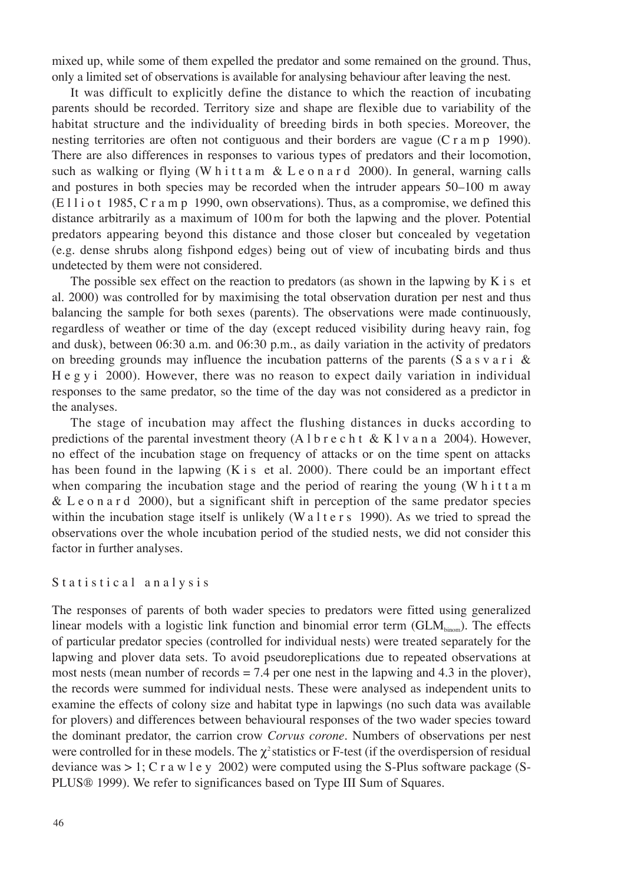mixed up, while some of them expelled the predator and some remained on the ground. Thus, only a limited set of observations is available for analysing behaviour after leaving the nest.

It was difficult to explicitly define the distance to which the reaction of incubating parents should be recorded. Territory size and shape are flexible due to variability of the habitat structure and the individuality of breeding birds in both species. Moreover, the nesting territories are often not contiguous and their borders are vague (Cramp 1990). There are also differences in responses to various types of predators and their locomotion, such as walking or flying (Whittam & Leonard 2000). In general, warning calls and postures in both species may be recorded when the intruder appears 50–100 m away (Elliot 1985, Cramp 1990, own observations). Thus, as a compromise, we defined this distance arbitrarily as a maximum of 100 m for both the lapwing and the plover. Potential predators appearing beyond this distance and those closer but concealed by vegetation (e.g. dense shrubs along fishpond edges) being out of view of incubating birds and thus undetected by them were not considered.

The possible sex effect on the reaction to predators (as shown in the lapwing by Kis et al. 2000) was controlled for by maximising the total observation duration per nest and thus balancing the sample for both sexes (parents). The observations were made continuously, regardless of weather or time of the day (except reduced visibility during heavy rain, fog and dusk), between 06:30 a.m. and 06:30 p.m., as daily variation in the activity of predators on breeding grounds may influence the incubation patterns of the parents (Sasvari & Hegyi 2000). However, there was no reason to expect daily variation in individual responses to the same predator, so the time of the day was not considered as a predictor in the analyses.

The stage of incubation may affect the flushing distances in ducks according to predictions of the parental investment theory (Albrecht & Klvana 2004). However, no effect of the incubation stage on frequency of attacks or on the time spent on attacks has been found in the lapwing (Kis et al. 2000). There could be an important effect when comparing the incubation stage and the period of rearing the young (Whittam & Leonard 2000), but a significant shift in perception of the same predator species within the incubation stage itself is unlikely (Walters 1990). As we tried to spread the observations over the whole incubation period of the studied nests, we did not consider this factor in further analyses.

### Statistical analysis

The responses of parents of both wader species to predators were fitted using generalized linear models with a logistic link function and binomial error term ($GLM_{binom}$). The effects of particular predator species (controlled for individual nests) were treated separately for the lapwing and plover data sets. To avoid pseudoreplications due to repeated observations at most nests (mean number of records = 7.4 per one nest in the lapwing and 4.3 in the plover), the records were summed for individual nests. These were analysed as independent units to examine the effects of colony size and habitat type in lapwings (no such data was available for plovers) and differences between behavioural responses of the two wader species toward the dominant predator, the carrion crow *Corvus corone*. Numbers of observations per nest were controlled for in these models. The $\chi^2$ statistics or F-test (if the overdispersion of residual deviance was > 1; Crawley 2002) were computed using the S-Plus software package (S-PLUS® 1999). We refer to significances based on Type III Sum of Squares.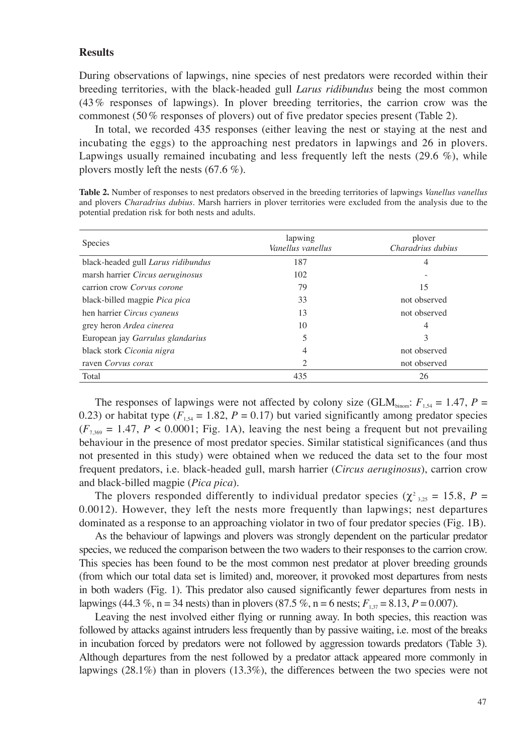## Results

During observations of lapwings, nine species of nest predators were recorded within their breeding territories, with the black-headed gull *Larus ridibundus* being the most common (43 % responses of lapwings). In plover breeding territories, the carrion crow was the commonest (50 % responses of plovers) out of five predator species present (Table 2).

In total, we recorded 435 responses (either leaving the nest or staying at the nest and incubating the eggs) to the approaching nest predators in lapwings and 26 in plovers. Lapwings usually remained incubating and less frequently left the nests (29.6 %), while plovers mostly left the nests (67.6 %).

**Table 2.** Number of responses to nest predators observed in the breeding territories of lapwings *Vanellus vanellus* and plovers *Charadrius dubius*. Marsh harriers in plover territories were excluded from the analysis due to the potential predation risk for both nests and adults.

| Species | lapwing *Vanellus vanellus* | plover *Charadrius dubius* |
|---|---|---|
| black-headed gull *Larus ridibundus* | 187 | 4 |
| marsh harrier *Circus aeruginosus* | 102 | - |
| carrion crow *Corvus corone* | 79 | 15 |
| black-billed magpie *Pica pica* | 33 | not observed |
| hen harrier *Circus cyaneus* | 13 | not observed |
| grey heron *Ardea cinerea* | 10 | 4 |
| European jay *Garrulus glandarius* | 5 | 3 |
| black stork *Ciconia nigra* | 4 | not observed |
| raven *Corvus corax* | 2 | not observed |
| Total | 435 | 26 |

The responses of lapwings were not affected by colony size ($GLM_{binom}$: $F_{1,54} = 1.47$, $P = 0.23$) or habitat type ($F_{1,54} = 1.82$, $P = 0.17$) but varied significantly among predator species ($F_{7,369} = 1.47$, $P < 0.0001$; Fig. 1A), leaving the nest being a frequent but not prevailing behaviour in the presence of most predator species. Similar statistical significances (and thus not presented in this study) were obtained when we reduced the data set to the four most frequent predators, i.e. black-headed gull, marsh harrier (*Circus aeruginosus*), carrion crow and black-billed magpie (*Pica pica*).

The plovers responded differently to individual predator species ($\chi^2_{3,25} = 15.8$, $P = 0.0012$). However, they left the nests more frequently than lapwings; nest departures dominated as a response to an approaching violator in two of four predator species (Fig. 1B).

As the behaviour of lapwings and plovers was strongly dependent on the particular predator species, we reduced the comparison between the two waders to their responses to the carrion crow. This species has been found to be the most common nest predator at plover breeding grounds (from which our total data set is limited) and, moreover, it provoked most departures from nests in both waders (Fig. 1). This predator also caused significantly fewer departures from nests in lapwings (44.3 %, n = 34 nests) than in plovers (87.5 %, n = 6 nests; $F_{1,37} = 8.13$, $P = 0.007$).

Leaving the nest involved either flying or running away. In both species, this reaction was followed by attacks against intruders less frequently than by passive waiting, i.e. most of the breaks in incubation forced by predators were not followed by aggression towards predators (Table 3). Although departures from the nest followed by a predator attack appeared more commonly in lapwings (28.1%) than in plovers (13.3%), the differences between the two species were not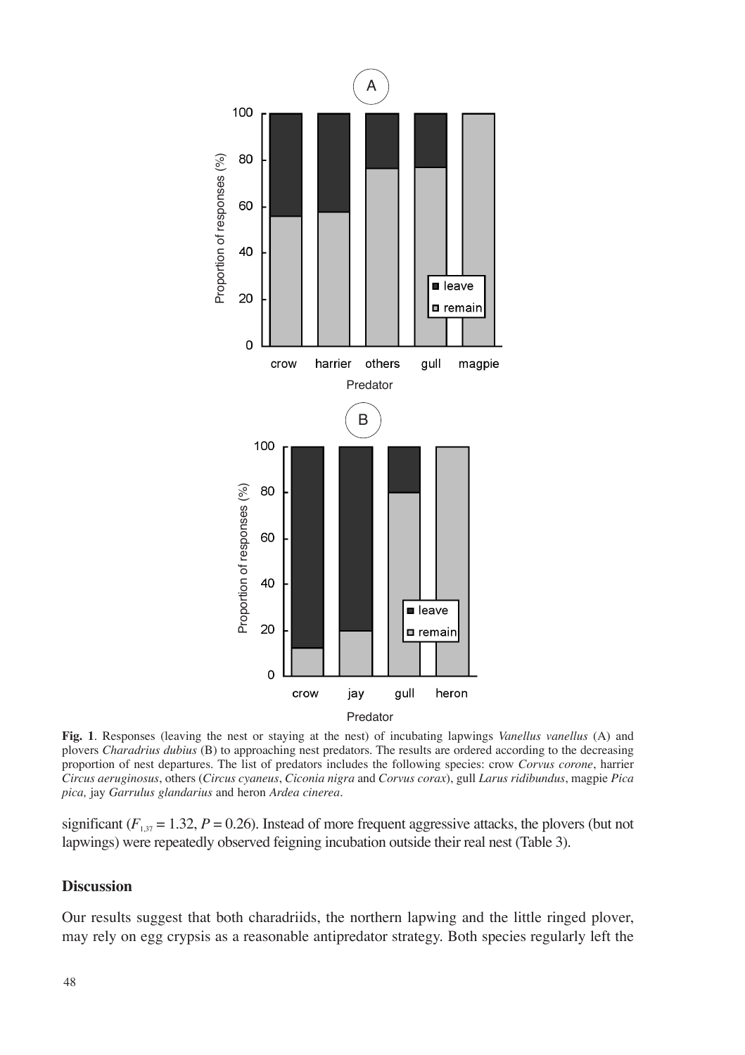**Fig. 1**. Responses (leaving the nest or staying at the nest) of incubating lapwings *Vanellus vanellus* (A) and plovers *Charadrius dubius* (B) to approaching nest predators. The results are ordered according to the decreasing proportion of nest departures. The list of predators includes the following species: crow *Corvus corone*, harrier *Circus aeruginosus*, others (*Circus cyaneus*, *Ciconia nigra* and *Corvus corax*), gull *Larus ridibundus*, magpie *Pica pica,* jay *Garrulus glandarius* and heron *Ardea cinerea*.

significant ($F_{1,37} = 1.32$, $P = 0.26$). Instead of more frequent aggressive attacks, the plovers (but not lapwings) were repeatedly observed feigning incubation outside their real nest (Table 3).

## Discussion

Our results suggest that both charadriids, the northern lapwing and the little ringed plover, may rely on egg crypsis as a reasonable antipredator strategy. Both species regularly left the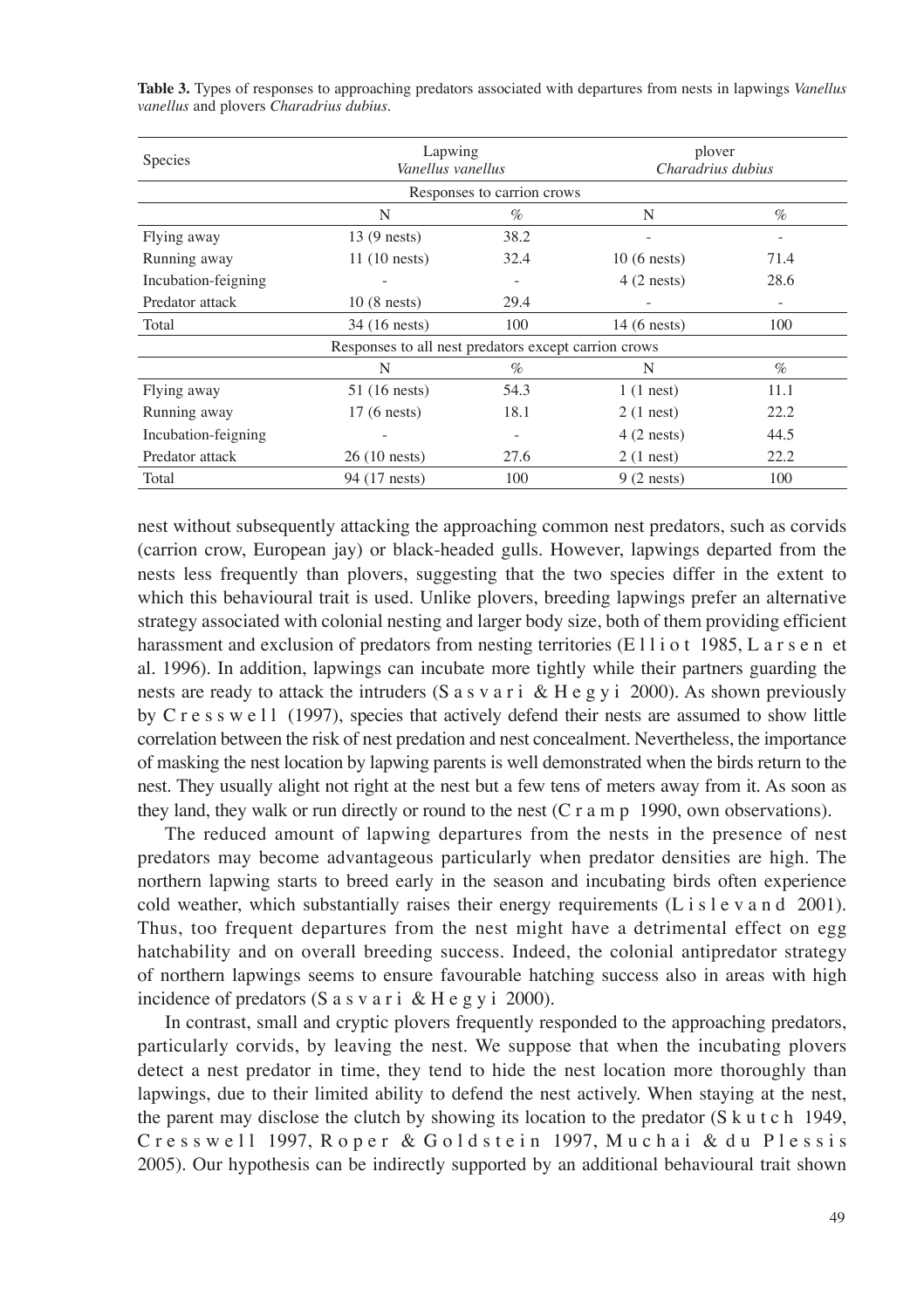**Table 3.** Types of responses to approaching predators associated with departures from nests in lapwings *Vanellus vanellus* and plovers *Charadrius dubius*.

| Species | Lapwing *Vanellus vanellus* | | plover *Charadrius dubius* | |
|---|---|---|---|---|
| | Responses to carrion crows | | | |
| | N | % | N | % |
| Flying away | 13 (9 nests) | 38.2 | - | - |
| Running away | 11 (10 nests) | 32.4 | 10 (6 nests) | 71.4 |
| Incubation-feigning | - | - | 4 (2 nests) | 28.6 |
| Predator attack | 10 (8 nests) | 29.4 | - | - |
| Total | 34 (16 nests) | 100 | 14 (6 nests) | 100 |
| | Responses to all nest predators except carrion crows | | | |
| | N | % | N | % |
| Flying away | 51 (16 nests) | 54.3 | 1 (1 nest) | 11.1 |
| Running away | 17 (6 nests) | 18.1 | 2 (1 nest) | 22.2 |
| Incubation-feigning | - | - | 4 (2 nests) | 44.5 |
| Predator attack | 26 (10 nests) | 27.6 | 2 (1 nest) | 22.2 |
| Total | 94 (17 nests) | 100 | 9 (2 nests) | 100 |

nest without subsequently attacking the approaching common nest predators, such as corvids (carrion crow, European jay) or black-headed gulls. However, lapwings departed from the nests less frequently than plovers, suggesting that the two species differ in the extent to which this behavioural trait is used. Unlike plovers, breeding lapwings prefer an alternative strategy associated with colonial nesting and larger body size, both of them providing efficient harassment and exclusion of predators from nesting territories (Elliot 1985, Larsen et al. 1996). In addition, lapwings can incubate more tightly while their partners guarding the nests are ready to attack the intruders (Sasvari & Hegyi 2000). As shown previously by Cresswell (1997), species that actively defend their nests are assumed to show little correlation between the risk of nest predation and nest concealment. Nevertheless, the importance of masking the nest location by lapwing parents is well demonstrated when the birds return to the nest. They usually alight not right at the nest but a few tens of meters away from it. As soon as they land, they walk or run directly or round to the nest (Cramp 1990, own observations).

The reduced amount of lapwing departures from the nests in the presence of nest predators may become advantageous particularly when predator densities are high. The northern lapwing starts to breed early in the season and incubating birds often experience cold weather, which substantially raises their energy requirements (Lislevand 2001). Thus, too frequent departures from the nest might have a detrimental effect on egg hatchability and on overall breeding success. Indeed, the colonial antipredator strategy of northern lapwings seems to ensure favourable hatching success also in areas with high incidence of predators (Sasvari & Hegyi 2000).

In contrast, small and cryptic plovers frequently responded to the approaching predators, particularly corvids, by leaving the nest. We suppose that when the incubating plovers detect a nest predator in time, they tend to hide the nest location more thoroughly than lapwings, due to their limited ability to defend the nest actively. When staying at the nest, the parent may disclose the clutch by showing its location to the predator (Skutch 1949, Cresswell 1997, Roper & Goldstein 1997, Muchai & du Plessis 2005). Our hypothesis can be indirectly supported by an additional behavioural trait shown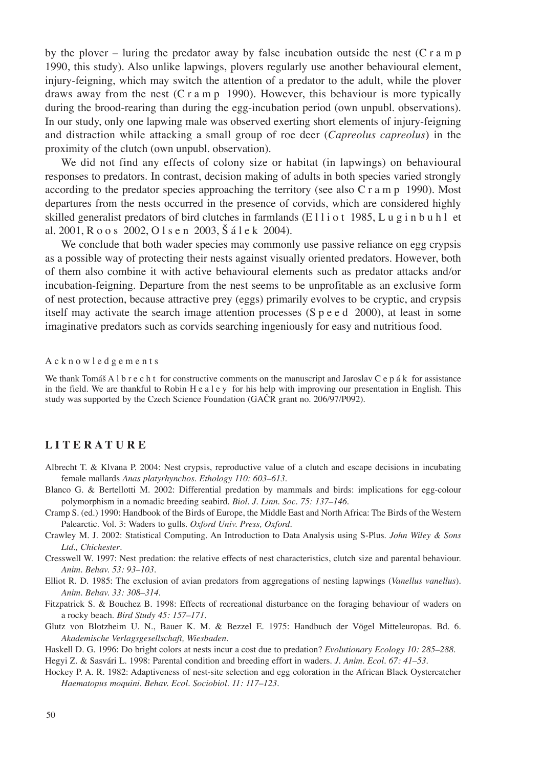by the plover – luring the predator away by false incubation outside the nest (C r a m p 1990, this study). Also unlike lapwings, plovers regularly use another behavioural element, injury-feigning, which may switch the attention of a predator to the adult, while the plover draws away from the nest (C r a m p 1990). However, this behaviour is more typically during the brood-rearing than during the egg-incubation period (own unpubl. observations). In our study, only one lapwing male was observed exerting short elements of injury-feigning and distraction while attacking a small group of roe deer (*Capreolus capreolus*) in the proximity of the clutch (own unpubl. observation).

We did not find any effects of colony size or habitat (in lapwings) on behavioural responses to predators. In contrast, decision making of adults in both species varied strongly according to the predator species approaching the territory (see also C r a m p 1990). Most departures from the nests occurred in the presence of corvids, which are considered highly skilled generalist predators of bird clutches in farmlands (E l l i o t 1985, L u g i n b u h l et al. 2001, R o o s 2002, O l s e n 2003, Š á l e k 2004).

We conclude that both wader species may commonly use passive reliance on egg crypsis as a possible way of protecting their nests against visually oriented predators. However, both of them also combine it with active behavioural elements such as predator attacks and/or incubation-feigning. Departure from the nest seems to be unprofitable as an exclusive form of nest protection, because attractive prey (eggs) primarily evolves to be cryptic, and crypsis itself may activate the search image attention processes (S p e e d 2000), at least in some imaginative predators such as corvids searching ingeniously for easy and nutritious food.

A c k n o w l e d g e m e n t s

We thank Tomáš A l b r e c h t for constructive comments on the manuscript and Jaroslav C e p á k for assistance in the field. We are thankful to Robin H e a l e y for his help with improving our presentation in English. This study was supported by the Czech Science Foundation (GAČR grant no. 206/97/P092).

## LITERATURE

Albrecht T. & Klvana P. 2004: Nest crypsis, reproductive value of a clutch and escape decisions in incubating female mallards *Anas platyrhynchos*. *Ethology 110: 603–613.*

Blanco G. & Bertellotti M. 2002: Differential predation by mammals and birds: implications for egg-colour polymorphism in a nomadic breeding seabird. *Biol. J. Linn. Soc. 75: 137–146.*

Cramp S. (ed.) 1990: Handbook of the Birds of Europe, the Middle East and North Africa: The Birds of the Western Palearctic. Vol. 3: Waders to gulls. *Oxford Univ. Press, Oxford.*

Crawley M. J. 2002: Statistical Computing. An Introduction to Data Analysis using S-Plus. *John Wiley & Sons Ltd., Chichester.*

Cresswell W. 1997: Nest predation: the relative effects of nest characteristics, clutch size and parental behaviour. *Anim. Behav. 53: 93–103.*

Elliot R. D. 1985: The exclusion of avian predators from aggregations of nesting lapwings (*Vanellus vanellus*). *Anim. Behav. 33: 308–314.*

Fitzpatrick S. & Bouchez B. 1998: Effects of recreational disturbance on the foraging behaviour of waders on a rocky beach. *Bird Study 45: 157–171.*

Glutz von Blotzheim U. N., Bauer K. M. & Bezzel E. 1975: Handbuch der Vögel Mitteleuropas. Bd. 6. *Akademische Verlagsgesellschaft, Wiesbaden.*

Haskell D. G. 1996: Do bright colors at nests incur a cost due to predation? *Evolutionary Ecology 10: 285–288.*

Hegyi Z. & Sasvári L. 1998: Parental condition and breeding effort in waders. *J. Anim. Ecol. 67: 41–53.*

Hockey P. A. R. 1982: Adaptiveness of nest-site selection and egg coloration in the African Black Oystercatcher *Haematopus moquini*. *Behav. Ecol. Sociobiol. 11: 117–123.*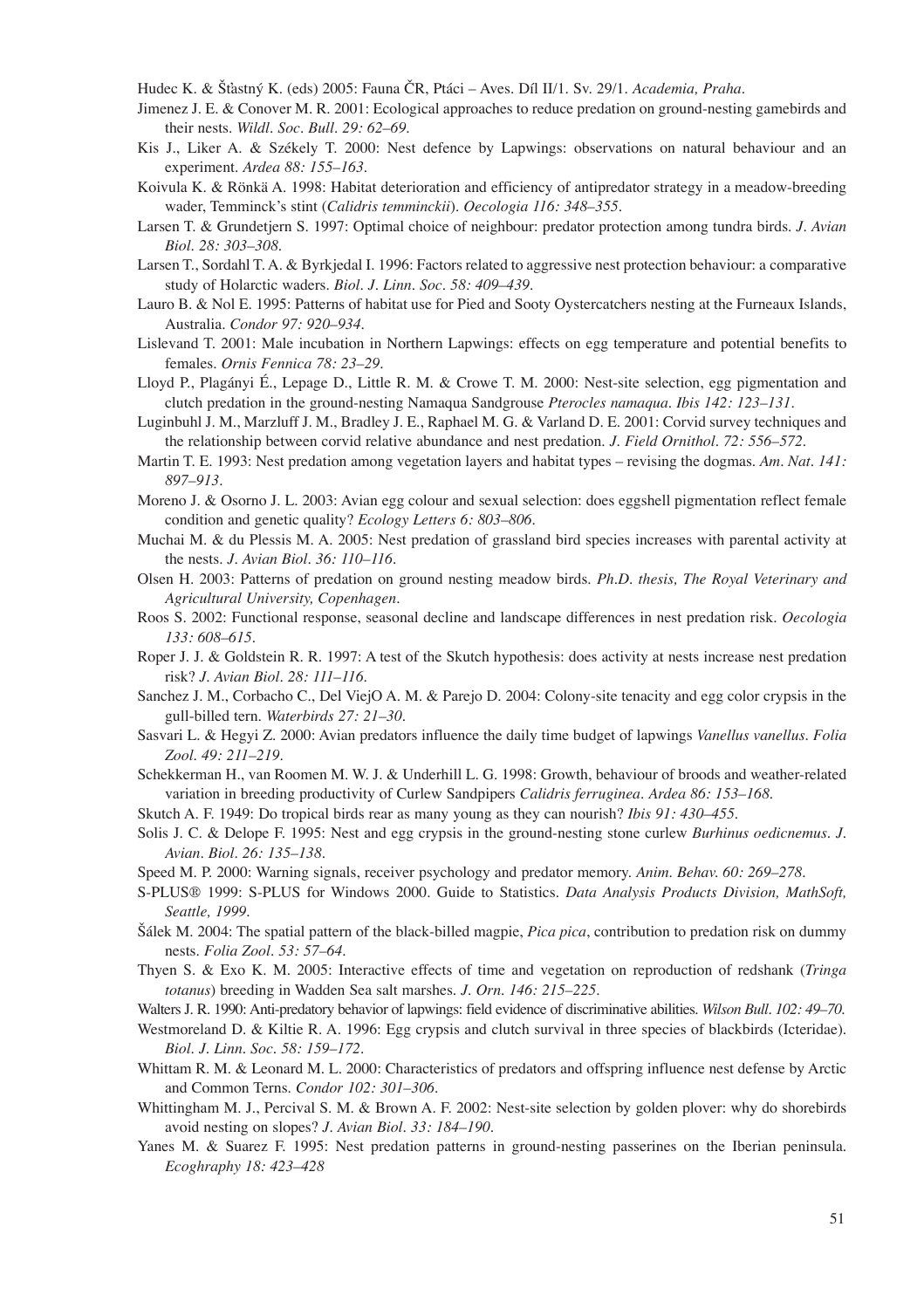Hudec K. & Šťastný K. (eds) 2005: Fauna ČR, Ptáci – Aves. Díl II/1. Sv. 29/1. *Academia, Praha*.

Jimenez J. E. & Conover M. R. 2001: Ecological approaches to reduce predation on ground-nesting gamebirds and their nests. *Wildl. Soc. Bull. 29: 62–69*.

Kis J., Liker A. & Székely T. 2000: Nest defence by Lapwings: observations on natural behaviour and an experiment. *Ardea 88: 155–163*.

Koivula K. & Rönkä A. 1998: Habitat deterioration and efficiency of antipredator strategy in a meadow-breeding wader, Temminck's stint (*Calidris temminckii*). *Oecologia 116: 348–355*.

Larsen T. & Grundetjern S. 1997: Optimal choice of neighbour: predator protection among tundra birds. *J. Avian Biol. 28: 303–308*.

Larsen T., Sordahl T. A. & Byrkjedal I. 1996: Factors related to aggressive nest protection behaviour: a comparative study of Holarctic waders. *Biol. J. Linn. Soc. 58: 409–439*.

Lauro B. & Nol E. 1995: Patterns of habitat use for Pied and Sooty Oystercatchers nesting at the Furneaux Islands, Australia. *Condor 97: 920–934*.

Lislevand T. 2001: Male incubation in Northern Lapwings: effects on egg temperature and potential benefits to females. *Ornis Fennica 78: 23–29*.

Lloyd P., Plagányi É., Lepage D., Little R. M. & Crowe T. M. 2000: Nest-site selection, egg pigmentation and clutch predation in the ground-nesting Namaqua Sandgrouse *Pterocles namaqua*. *Ibis 142: 123–131*.

Luginbuhl J. M., Marzluff J. M., Bradley J. E., Raphael M. G. & Varland D. E. 2001: Corvid survey techniques and the relationship between corvid relative abundance and nest predation. *J. Field Ornithol. 72: 556–572*.

Martin T. E. 1993: Nest predation among vegetation layers and habitat types – revising the dogmas. *Am. Nat. 141: 897–913*.

Moreno J. & Osorno J. L. 2003: Avian egg colour and sexual selection: does eggshell pigmentation reflect female condition and genetic quality? *Ecology Letters 6: 803–806*.

Muchai M. & du Plessis M. A. 2005: Nest predation of grassland bird species increases with parental activity at the nests. *J. Avian Biol. 36: 110–116*.

Olsen H. 2003: Patterns of predation on ground nesting meadow birds. *Ph.D. thesis, The Royal Veterinary and Agricultural University, Copenhagen*.

Roos S. 2002: Functional response, seasonal decline and landscape differences in nest predation risk. *Oecologia 133: 608–615*.

Roper J. J. & Goldstein R. R. 1997: A test of the Skutch hypothesis: does activity at nests increase nest predation risk? *J. Avian Biol. 28: 111–116*.

Sanchez J. M., Corbacho C., Del ViejO A. M. & Parejo D. 2004: Colony-site tenacity and egg color crypsis in the gull-billed tern. *Waterbirds 27: 21–30*.

Sasvari L. & Hegyi Z. 2000: Avian predators influence the daily time budget of lapwings *Vanellus vanellus*. *Folia Zool. 49: 211–219*.

Schekkerman H., van Roomen M. W. J. & Underhill L. G. 1998: Growth, behaviour of broods and weather-related variation in breeding productivity of Curlew Sandpipers *Calidris ferruginea*. *Ardea 86: 153–168*.

Skutch A. F. 1949: Do tropical birds rear as many young as they can nourish? *Ibis 91: 430–455*.

Solis J. C. & Delope F. 1995: Nest and egg crypsis in the ground-nesting stone curlew *Burhinus oedicnemus*. *J. Avian. Biol. 26: 135–138*.

Speed M. P. 2000: Warning signals, receiver psychology and predator memory. *Anim. Behav. 60: 269–278*.

S-PLUS® 1999: S-PLUS for Windows 2000. Guide to Statistics. *Data Analysis Products Division, MathSoft, Seattle, 1999*.

Šálek M. 2004: The spatial pattern of the black-billed magpie, *Pica pica*, contribution to predation risk on dummy nests. *Folia Zool. 53: 57–64*.

Thyen S. & Exo K. M. 2005: Interactive effects of time and vegetation on reproduction of redshank (*Tringa totanus*) breeding in Wadden Sea salt marshes. *J. Orn. 146: 215–225*.

Walters J. R. 1990: Anti-predatory behavior of lapwings: field evidence of discriminative abilities. *Wilson Bull. 102: 49–70*.

Westmoreland D. & Kiltie R. A. 1996: Egg crypsis and clutch survival in three species of blackbirds (Icteridae). *Biol. J. Linn. Soc. 58: 159–172*.

Whittam R. M. & Leonard M. L. 2000: Characteristics of predators and offspring influence nest defense by Arctic and Common Terns. *Condor 102: 301–306*.

Whittingham M. J., Percival S. M. & Brown A. F. 2002: Nest-site selection by golden plover: why do shorebirds avoid nesting on slopes? *J. Avian Biol. 33: 184–190*.

Yanes M. & Suarez F. 1995: Nest predation patterns in ground-nesting passerines on the Iberian peninsula. *Ecoghraphy 18: 423–428*